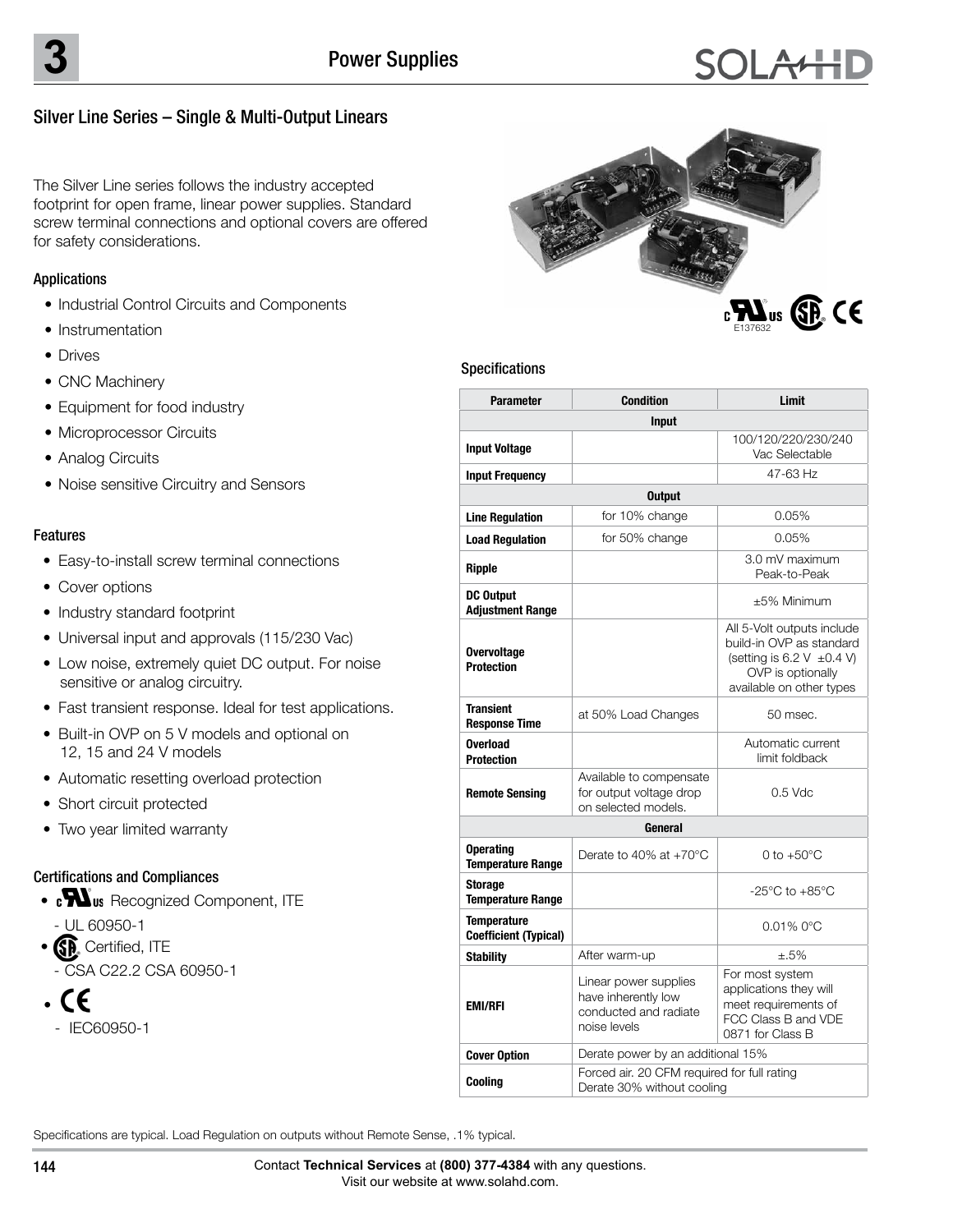# Power Supplies

## Silver Line Series – Single & Multi-Output Linears

The Silver Line series follows the industry accepted footprint for open frame, linear power supplies. Standard screw terminal connections and optional covers are offered for safety considerations.

### Applications

- Industrial Control Circuits and Components
- Instrumentation
- Drives
- CNC Machinery
- Equipment for food industry
- Microprocessor Circuits
- Analog Circuits
- Noise sensitive Circuitry and Sensors

### Features

- Easy-to-install screw terminal connections
- Cover options
- Industry standard footprint
- Universal input and approvals (115/230 Vac)
- Low noise, extremely quiet DC output. For noise sensitive or analog circuitry.
- Fast transient response. Ideal for test applications.
- Built-in OVP on 5 V models and optional on 12, 15 and 24 V models
- Automatic resetting overload protection
- Short circuit protected
- Two year limited warranty

### Certifications and Compliances

- cULus Recognized Component, ITE
  - UL 60950-1
- CSA Certified, ITE
  - CSA C22.2 CSA 60950-1
- CE
  - IEC60950-1

E137632

### Specifications

| Parameter | Condition | Limit |
|---|---|---|
| **Input** | | |
| **Input Voltage** | | 100/120/220/230/240 Vac Selectable |
| **Input Frequency** | | 47-63 Hz |
| **Output** | | |
| **Line Regulation** | for 10% change | 0.05% |
| **Load Regulation** | for 50% change | 0.05% |
| **Ripple** | | 3.0 mV maximum Peak-to-Peak |
| **DC Output Adjustment Range** | | ±5% Minimum |
| **Overvoltage Protection** | | All 5-Volt outputs include build-in OVP as standard (setting is 6.2 V ±0.4 V) OVP is optionally available on other types |
| **Transient Response Time** | at 50% Load Changes | 50 msec. |
| **Overload Protection** | | Automatic current limit foldback |
| **Remote Sensing** | Available to compensate for output voltage drop on selected models. | 0.5 Vdc |
| **General** | | |
| **Operating Temperature Range** | Derate to 40% at +70°C | 0 to +50°C |
| **Storage Temperature Range** | | -25°C to +85°C |
| **Temperature Coefficient (Typical)** | | 0.01% 0°C |
| **Stability** | After warm-up | ±.5% |
| **EMI/RFI** | Linear power supplies have inherently low conducted and radiate noise levels | For most system applications they will meet requirements of FCC Class B and VDE 0871 for Class B |
| **Cover Option** | Derate power by an additional 15% | |
| **Cooling** | Forced air. 20 CFM required for full rating Derate 30% without cooling | |

Specifications are typical. Load Regulation on outputs without Remote Sense, .1% typical.

Contact **Technical Services** at **(800) 377-4384** with any questions.
Visit our website at www.solahd.com.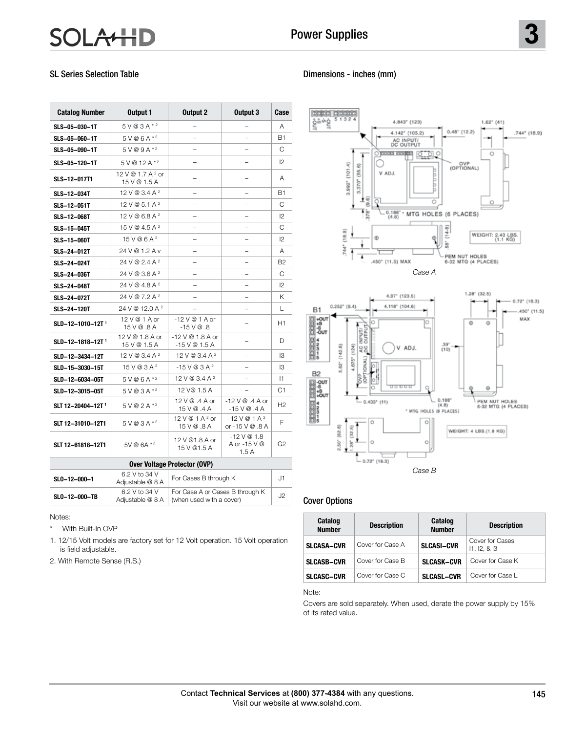## SL Series Selection Table

| Catalog Number | Output 1 | Output 2 | Output 3 | Case |
|---|---|---|---|---|
| SLS–05–030–1T | 5 V @ 3 A * [2] | – | – | A |
| SLS–05–060–1T | 5 V @ 6 A * [2] | – | – | B1 |
| SLS–05–090–1T | 5 V @ 9 A * [2] | – | – | C |
| SLS–05–120–1T | 5 V @ 12 A * [2] | – | – | I2 |
| SLS–12–017T1 | 12 V @ 1.7 A [2] or 15 V @ 1.5 A | – | – | A |
| SLS–12–034T | 12 V @ 3.4 A [2] | – | – | B1 |
| SLS–12–051T | 12 V @ 5.1 A [2] | – | – | C |
| SLS–12–068T | 12 V @ 6.8 A [2] | – | – | I2 |
| SLS–15–045T | 15 V @ 4.5 A [2] | – | – | C |
| SLS–15–060T | 15 V @ 6 A [2] | – | – | I2 |
| SLS–24–012T | 24 V @ 1.2 A v | – | – | A |
| SLS–24–024T | 24 V @ 2.4 A [2] | – | – | B2 |
| SLS–24–036T | 24 V @ 3.6 A [2] | – | – | C |
| SLS–24–048T | 24 V @ 4.8 A [2] | – | – | I2 |
| SLS–24–072T | 24 V @ 7.2 A [2] | – | – | K |
| SLS–24–120T | 24 V @ 12.0 A [2] | – | – | L |
| SLD–12–1010–12T [1] | 12 V @ 1 A or 15 V @ .8 A | -12 V @ 1 A or -15 V @ .8 | – | H1 |
| SLD–12–1818–12T [1] | 12 V @ 1.8 A or 15 V @ 1.5 A | -12 V @ 1.8 A or -15 V @ 1.5 A | – | D |
| SLD–12–3434–12T | 12 V @ 3.4 A [2] | -12 V @ 3.4 A [2] | – | I3 |
| SLD–15–3030–15T | 15 V @ 3 A [2] | -15 V @ 3 A [2] | – | I3 |
| SLD–12–6034–05T | 5 V @ 6 A * [2] | 12 V @ 3.4 A [2] | – | I1 |
| SLD–12–3015–05T | 5 V @ 3 A * [2] | 12 V@ 1.5 A | – | C1 |
| SLT 12–20404–12T [1] | 5 V @ 2 A * [2] | 12 V @ .4 A or 15 V @ .4 A | -12 V @ .4 A or -15 V @ .4 A | H2 |
| SLT 12–31010–12T1 | 5 V @ 3 A * [2] | 12 V @ 1 A [2] or 15 V @ .8 A | -12 V @ 1 A [2] or -15 V @ .8 A | F |
| SLT 12–61818–12T1 | 5V @ 6A * [2] | 12 V @1.8 A or 15 V @1.5 A | -12 V @ 1.8 A or -15 V @ 1.5 A | G2 |
| **Over Voltage Protector (OVP)** | | | | |
| SLO–12–000–1 | 6.2 V to 34 V Adjustable @ 8 A | For Cases B through K | | J1 |
| SLO–12–000–TB | 6.2 V to 34 V Adjustable @ 8 A | For Case A or Cases B through K (when used with a cover) | | J2 |

Notes:

\* With Built-In OVP

1. 12/15 Volt models are factory set for 12 Volt operation. 15 Volt operation is field adjustable.
2. With Remote Sense (R.S.)

## Dimensions - inches (mm)

*Case A*

*Case B*

## Cover Options

| Catalog Number | Description | Catalog Number | Description |
|---|---|---|---|
| SLCASA–CVR | Cover for Case A | SLCASI–CVR | Cover for Cases I1, I2, & I3 |
| SLCASB–CVR | Cover for Case B | SLCASK–CVR | Cover for Case K |
| SLCASC–CVR | Cover for Case C | SLCASL–CVR | Cover for Case L |

Note:

Covers are sold separately. When used, derate the power supply by 15% of its rated value.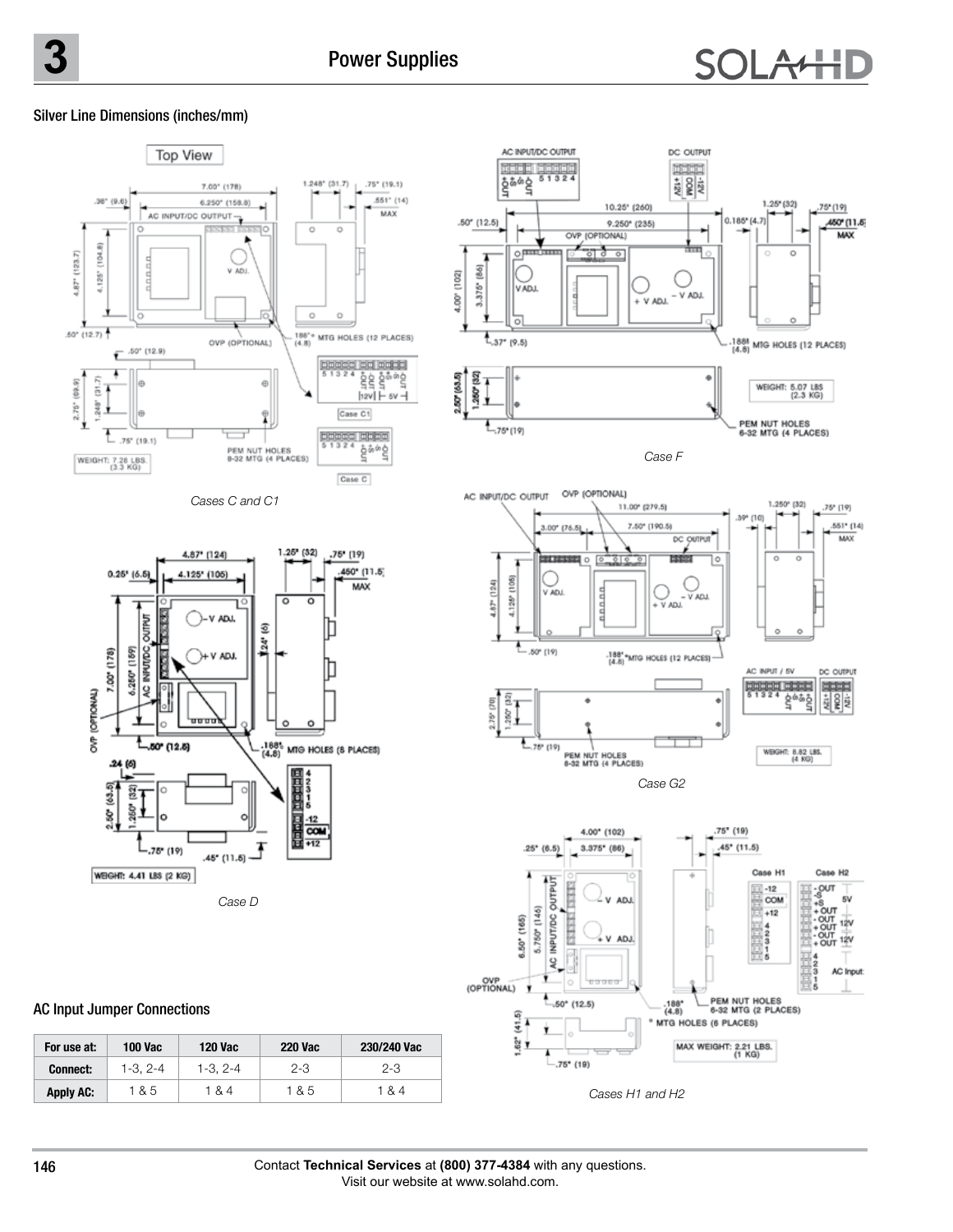## Silver Line Dimensions (inches/mm)

*Cases C and C1*

*Case F*

*Case D*

*Case G2*

*Cases H1 and H2*

### AC Input Jumper Connections

| For use at: | 100 Vac | 120 Vac | 220 Vac | 230/240 Vac |
|---|---|---|---|---|
| Connect: | 1-3, 2-4 | 1-3, 2-4 | 2-3 | 2-3 |
| Apply AC: | 1 & 5 | 1 & 4 | 1 & 5 | 1 & 4 |

Contact **Technical Services** at **(800) 377-4384** with any questions.
Visit our website at www.solahd.com.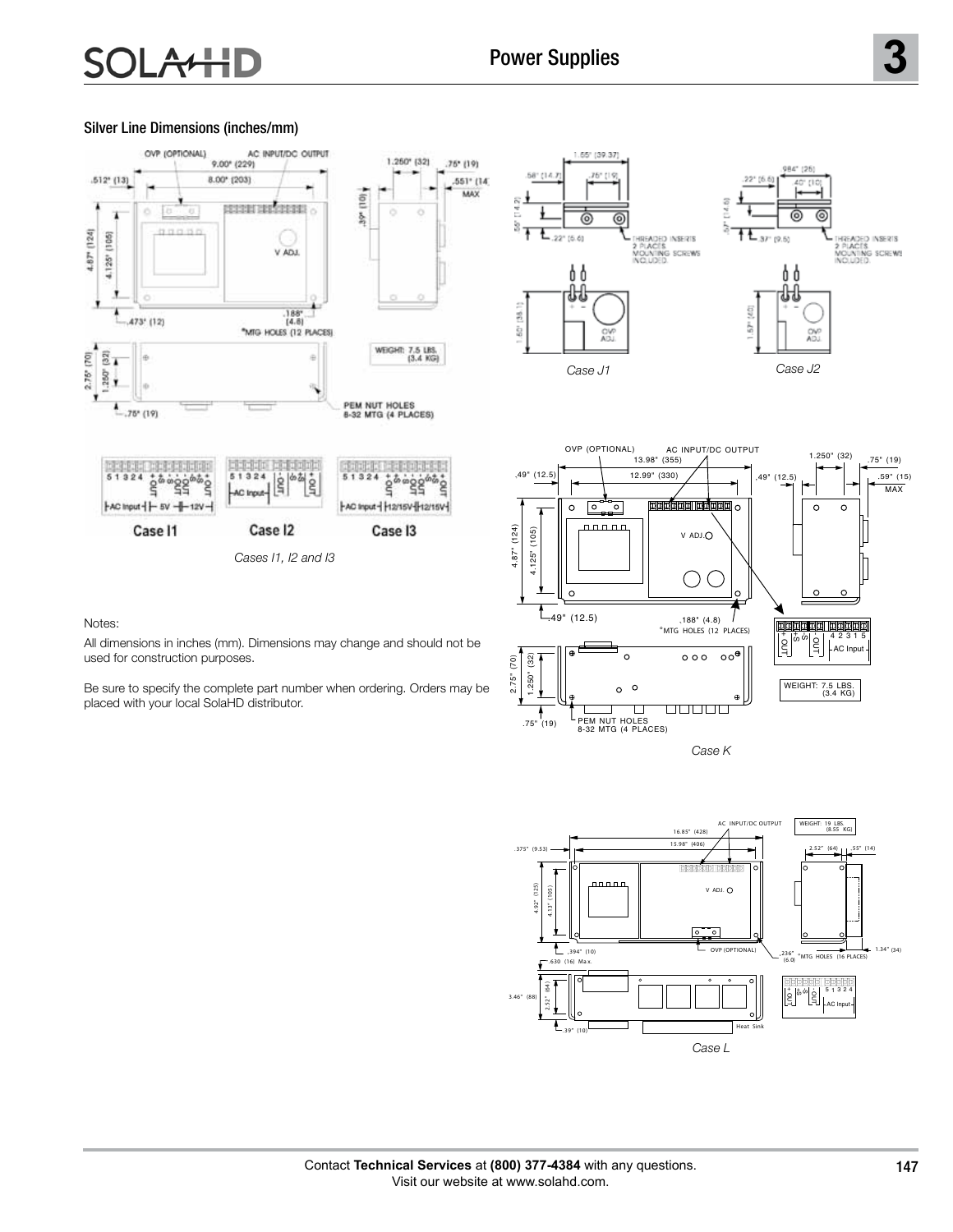## Silver Line Dimensions (inches/mm)

OVP (OPTIONAL)
AC INPUT/DC OUTPUT
9.00" (229)
8.00" (203)
.512" (13)
1.250" (32)
.75" (19)
.551" (14) MAX
.39" (10)
4.87" (124)
4.125" (105)
V ADJ.
.473" (12)
.188" (4.8)
*MTG HOLES (12 PLACES)
WEIGHT: 7.5 LBS. (3.4 KG)
2.75" (70)
1.250" (32)
.75" (19)
PEM NUT HOLES
8-32 MTG (4 PLACES)

Case I1 — AC Input, 5V, 12V
Case I2 — AC Input
Case I3 — AC Input, 12/15V, 12/15V

*Cases I1, I2 and I3*

1.55" (39.37)
.58" (14.7)
.75" (19)
.56" (14.2)
.22" (5.6)
THREADED INSERTS 2 PLACES. MOUNTING SCREWS INCLUDED.
1.50" (38.1)
OVP ADJ.

*Case J1*

.984" (25)
.22" (5.6)
.40" (10)
.57" (14.5)
.37" (9.5)
THREADED INSERTS 2 PLACES. MOUNTING SCREWS INCLUDED.
1.57" (40)
OVP ADJ.

*Case J2*

Notes:

All dimensions in inches (mm). Dimensions may change and should not be used for construction purposes.

Be sure to specify the complete part number when ordering. Orders may be placed with your local SolaHD distributor.

OVP (OPTIONAL)
AC INPUT/DC OUTPUT
13.98" (355)
12.99" (330)
.49" (12.5)
.49" (12.5)
1.250" (32)
.75" (19)
.59" (15) MAX
4.87" (124)
4.125" (105)
V ADJ.
.49" (12.5)
.188" (4.8)
*MTG HOLES (12 PLACES)
4 2 3 1 5
AC Input
2.75" (70)
1.250" (32)
WEIGHT: 7.5 LBS. (3.4 KG)
.75" (19)
PEM NUT HOLES
8-32 MTG (4 PLACES)

*Case K*

AC INPUT/DC OUTPUT
WEIGHT: 19 LBS. (8.55 KG)
16.85" (428)
15.98" (406)
.375" (9.53)
2.52" (64)
.55" (14)
4.92" (125)
4.13" (105)
V ADJ.
.394" (10)
OVP (OPTIONAL)
.236" (6.0)
*MTG HOLES (16 PLACES)
1.34" (34)
.630 (16) Max.
3.46" (88)
2.52" (64)
5 1 3 2 4
AC Input
.39" (10)
Heat Sink

*Case L*